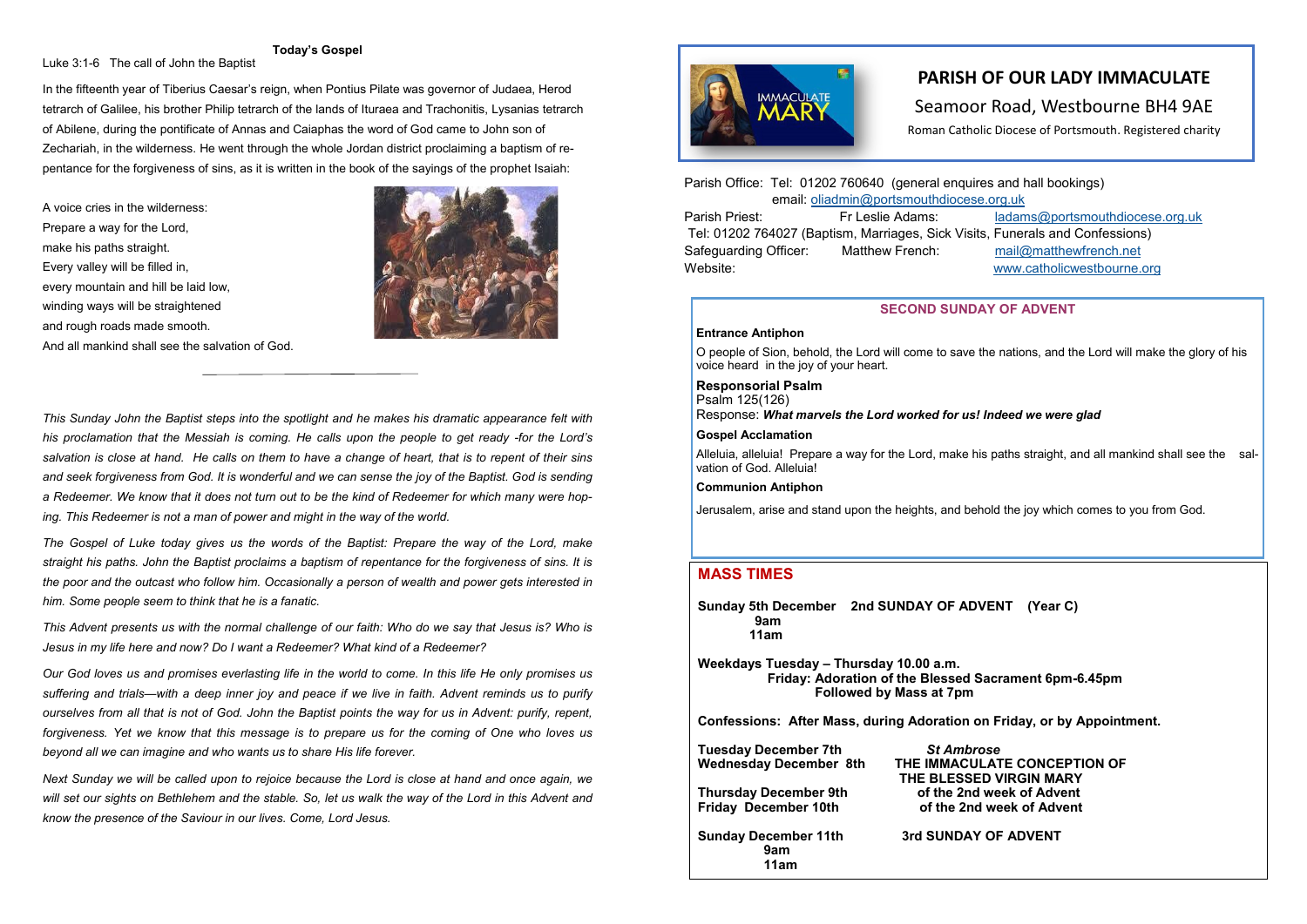**Today's Gospel**

Luke 3:1-6 The call of John the Baptist

In the fifteenth year of Tiberius Caesar's reign, when Pontius Pilate was governor of Judaea, Herod tetrarch of Galilee, his brother Philip tetrarch of the lands of Ituraea and Trachonitis, Lysanias tetrarch of Abilene, during the pontificate of Annas and Caiaphas the word of God came to John son of Zechariah, in the wilderness. He went through the whole Jordan district proclaiming a baptism of repentance for the forgiveness of sins, as it is written in the book of the sayings of the prophet Isaiah:

A voice cries in the wilderness:
Prepare a way for the Lord,
make his paths straight.
Every valley will be filled in,
every mountain and hill be laid low,
winding ways will be straightened
and rough roads made smooth.
And all mankind shall see the salvation of God.

---

*This Sunday John the Baptist steps into the spotlight and he makes his dramatic appearance felt with his proclamation that the Messiah is coming. He calls upon the people to get ready -for the Lord's salvation is close at hand. He calls on them to have a change of heart, that is to repent of their sins and seek forgiveness from God. It is wonderful and we can sense the joy of the Baptist. God is sending a Redeemer. We know that it does not turn out to be the kind of Redeemer for which many were hoping. This Redeemer is not a man of power and might in the way of the world.*

*The Gospel of Luke today gives us the words of the Baptist: Prepare the way of the Lord, make straight his paths. John the Baptist proclaims a baptism of repentance for the forgiveness of sins. It is the poor and the outcast who follow him. Occasionally a person of wealth and power gets interested in him. Some people seem to think that he is a fanatic.*

*This Advent presents us with the normal challenge of our faith: Who do we say that Jesus is? Who is Jesus in my life here and now? Do I want a Redeemer? What kind of a Redeemer?*

*Our God loves us and promises everlasting life in the world to come. In this life He only promises us suffering and trials—with a deep inner joy and peace if we live in faith. Advent reminds us to purify ourselves from all that is not of God. John the Baptist points the way for us in Advent: purify, repent, forgiveness. Yet we know that this message is to prepare us for the coming of One who loves us beyond all we can imagine and who wants us to share His life forever.*

*Next Sunday we will be called upon to rejoice because the Lord is close at hand and once again, we will set our sights on Bethlehem and the stable. So, let us walk the way of the Lord in this Advent and know the presence of the Saviour in our lives. Come, Lord Jesus.*

# PARISH OF OUR LADY IMMACULATE

## Seamoor Road, Westbourne BH4 9AE

Roman Catholic Diocese of Portsmouth. Registered charity

Parish Office: Tel: 01202 760640 (general enquires and hall bookings)
email: oliadmin@portsmouthdiocese.org.uk

Parish Priest: Fr Leslie Adams: ladams@portsmouthdiocese.org.uk
Tel: 01202 764027 (Baptism, Marriages, Sick Visits, Funerals and Confessions)

Safeguarding Officer: Matthew French: mail@matthewfrench.net

Website: www.catholicwestbourne.org

## SECOND SUNDAY OF ADVENT

**Entrance Antiphon**

O people of Sion, behold, the Lord will come to save the nations, and the Lord will make the glory of his voice heard in the joy of your heart.

**Responsorial Psalm**
Psalm 125(126)
Response: ***What marvels the Lord worked for us! Indeed we were glad***

**Gospel Acclamation**

Alleluia, alleluia! Prepare a way for the Lord, make his paths straight, and all mankind shall see the salvation of God. Alleluia!

**Communion Antiphon**

Jerusalem, arise and stand upon the heights, and behold the joy which comes to you from God.

## MASS TIMES

**Sunday 5th December 2nd SUNDAY OF ADVENT (Year C)**
**9am**
**11am**

**Weekdays Tuesday – Thursday 10.00 a.m.**
**Friday: Adoration of the Blessed Sacrament 6pm-6.45pm**
**Followed by Mass at 7pm**

**Confessions: After Mass, during Adoration on Friday, or by Appointment.**

**Tuesday December 7th** ***St Ambrose***
**Wednesday December 8th THE IMMACULATE CONCEPTION OF THE BLESSED VIRGIN MARY**
**Thursday December 9th of the 2nd week of Advent**
**Friday December 10th of the 2nd week of Advent**

**Sunday December 11th 3rd SUNDAY OF ADVENT**
**9am**
**11am**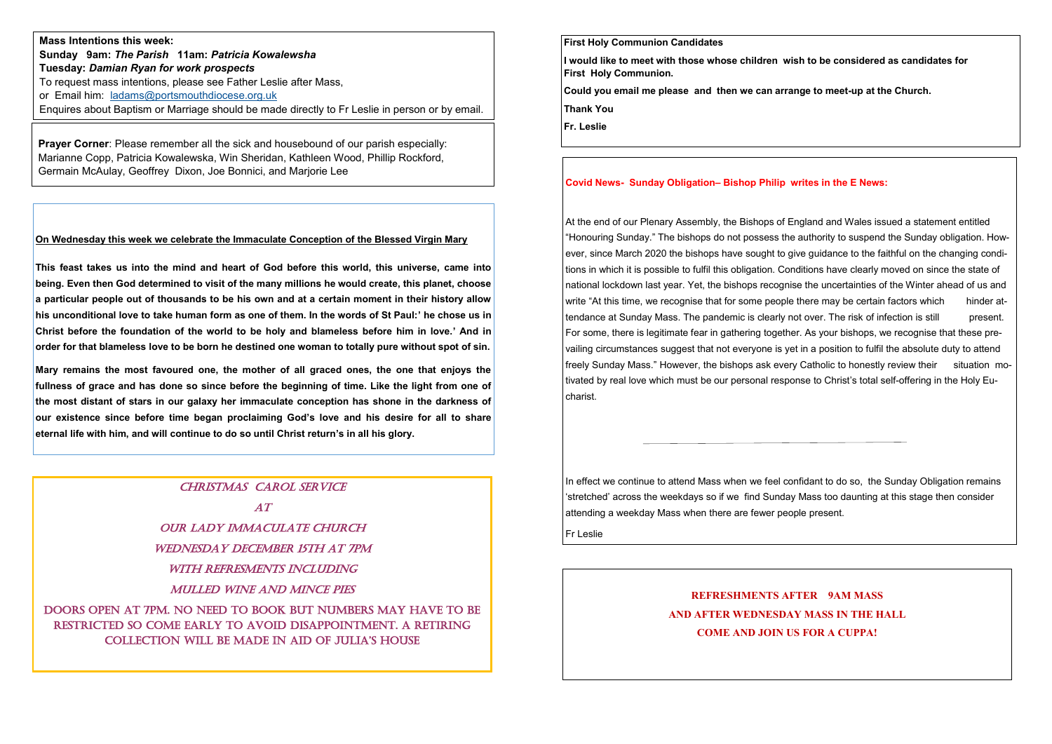**Mass Intentions this week:**

**Sunday 9am:** ***The Parish*** **11am:** ***Patricia Kowalewsha***

**Tuesday:** ***Damian Ryan for work prospects***

To request mass intentions, please see Father Leslie after Mass,

or Email him: ladams@portsmouthdiocese.org.uk

Enquires about Baptism or Marriage should be made directly to Fr Leslie in person or by email.

**Prayer Corner**: Please remember all the sick and housebound of our parish especially: Marianne Copp, Patricia Kowalewska, Win Sheridan, Kathleen Wood, Phillip Rockford, Germain McAulay, Geoffrey Dixon, Joe Bonnici, and Marjorie Lee

**On Wednesday this week we celebrate the Immaculate Conception of the Blessed Virgin Mary**

**This feast takes us into the mind and heart of God before this world, this universe, came into being. Even then God determined to visit of the many millions he would create, this planet, choose a particular people out of thousands to be his own and at a certain moment in their history allow his unconditional love to take human form as one of them. In the words of St Paul:' he chose us in Christ before the foundation of the world to be holy and blameless before him in love.' And in order for that blameless love to be born he destined one woman to totally pure without spot of sin.**

**Mary remains the most favoured one, the mother of all graced ones, the one that enjoys the fullness of grace and has done so since before the beginning of time. Like the light from one of the most distant of stars in our galaxy her immaculate conception has shone in the darkness of our existence since before time began proclaiming God's love and his desire for all to share eternal life with him, and will continue to do so until Christ return's in all his glory.**

CHRISTMAS CAROL SERVICE

AT

OUR LADY IMMACULATE CHURCH

WEDNESDAY DECEMBER 15TH AT 7PM

WITH REFRESMENTS INCLUDING

MULLED WINE AND MINCE PIES

DOORS OPEN AT 7PM. NO NEED TO BOOK BUT NUMBERS MAY HAVE TO BE RESTRICTED SO COME EARLY TO AVOID DISAPPOINTMENT. A RETIRING COLLECTION WILL BE MADE IN AID OF JULIA'S HOUSE

**First Holy Communion Candidates**

**I would like to meet with those whose children wish to be considered as candidates for First Holy Communion.**

**Could you email me please and then we can arrange to meet-up at the Church.**

**Thank You**

**Fr. Leslie**

**Covid News- Sunday Obligation– Bishop Philip writes in the E News:**

At the end of our Plenary Assembly, the Bishops of England and Wales issued a statement entitled "Honouring Sunday." The bishops do not possess the authority to suspend the Sunday obligation. However, since March 2020 the bishops have sought to give guidance to the faithful on the changing conditions in which it is possible to fulfil this obligation. Conditions have clearly moved on since the state of national lockdown last year. Yet, the bishops recognise the uncertainties of the Winter ahead of us and write "At this time, we recognise that for some people there may be certain factors which hinder attendance at Sunday Mass. The pandemic is clearly not over. The risk of infection is still present. For some, there is legitimate fear in gathering together. As your bishops, we recognise that these prevailing circumstances suggest that not everyone is yet in a position to fulfil the absolute duty to attend freely Sunday Mass." However, the bishops ask every Catholic to honestly review their situation motivated by real love which must be our personal response to Christ's total self-offering in the Holy Eucharist.

---

In effect we continue to attend Mass when we feel confidant to do so, the Sunday Obligation remains 'stretched' across the weekdays so if we find Sunday Mass too daunting at this stage then consider attending a weekday Mass when there are fewer people present.

Fr Leslie

**REFRESHMENTS AFTER 9AM MASS**

**AND AFTER WEDNESDAY MASS IN THE HALL**

**COME AND JOIN US FOR A CUPPA!**